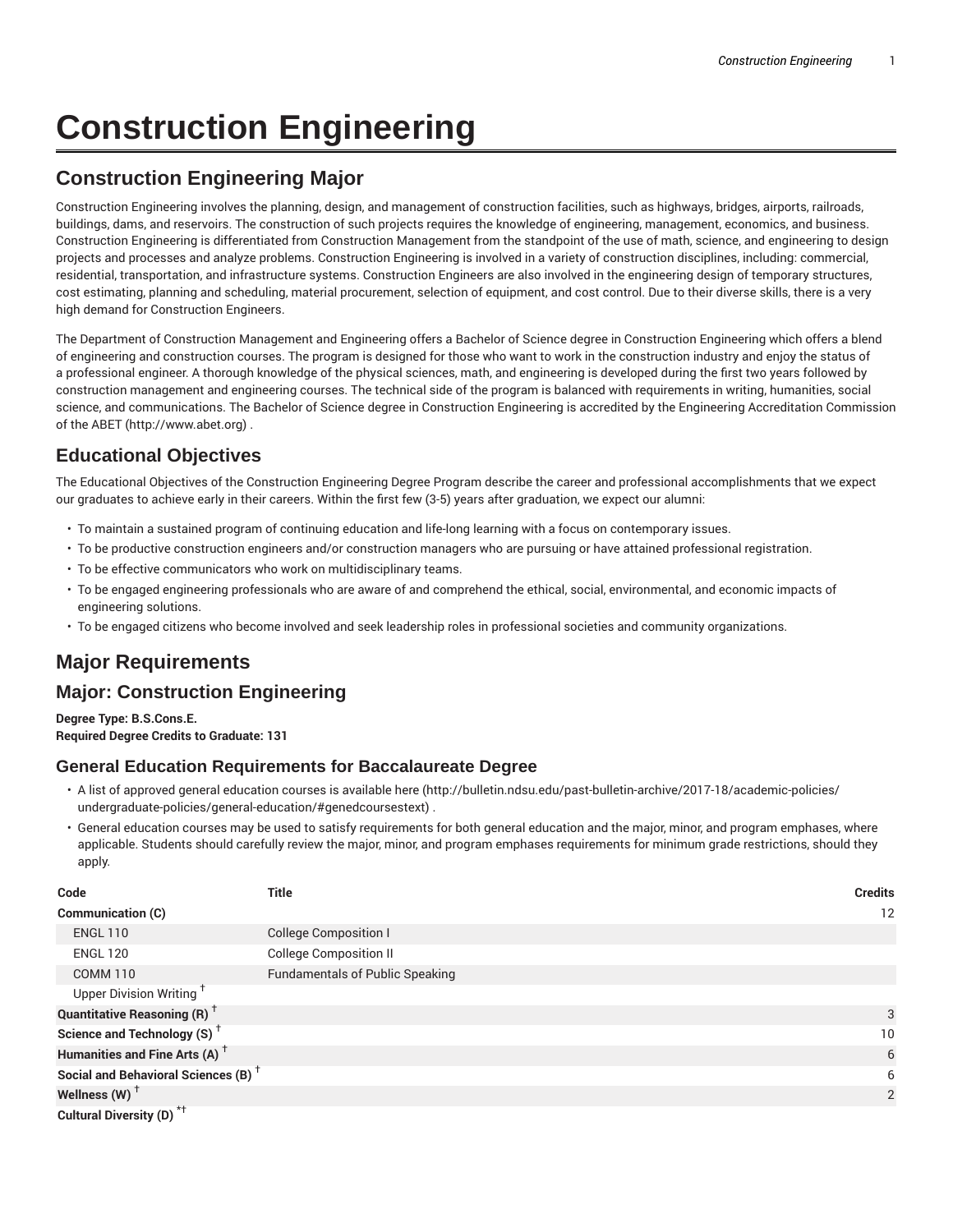# Construction Engineering

## Construction Engineering Major

Construction Engineering involves the planning, design, and management of construction facilities, such as highways, bridges, airports, railroads, buildings, dams, and reservoirs. The construction of such projects requires the knowledge of engineering, management, economics, and business. Construction Engineering is differentiated from Construction Management from the standpoint of the use of math, science, and engineering to design projects and processes and analyze problems. Construction Engineering is involved in a variety of construction disciplines, including: commercial, residential, transportation, and infrastructure systems. Construction Engineers are also involved in the engineering design of temporary structures, cost estimating, planning and scheduling, material procurement, selection of equipment, and cost control. Due to their diverse skills, there is a very high demand for Construction Engineers.

The Department of Construction Management and Engineering offers a Bachelor of Science degree in Construction Engineering which offers a blend of engineering and construction courses. The program is designed for those who want to work in the construction industry and enjoy the status of a professional engineer. A thorough knowledge of the physical sciences, math, and engineering is developed during the first two years followed by construction management and engineering courses. The technical side of the program is balanced with requirements in writing, humanities, social science, and communications. The Bachelor of Science degree in Construction Engineering is accredited by the Engineering Accreditation Commission of the ABET (http://www.abet.org) .

## Educational Objectives

The Educational Objectives of the Construction Engineering Degree Program describe the career and professional accomplishments that we expect our graduates to achieve early in their careers. Within the first few (3-5) years after graduation, we expect our alumni:

- To maintain a sustained program of continuing education and life-long learning with a focus on contemporary issues.
- To be productive construction engineers and/or construction managers who are pursuing or have attained professional registration.
- To be effective communicators who work on multidisciplinary teams.
- To be engaged engineering professionals who are aware of and comprehend the ethical, social, environmental, and economic impacts of engineering solutions.
- To be engaged citizens who become involved and seek leadership roles in professional societies and community organizations.

## Major Requirements

## Major: Construction Engineering

**Degree Type: B.S.Cons.E.**
**Required Degree Credits to Graduate: 131**

### General Education Requirements for Baccalaureate Degree

- A list of approved general education courses is available here (http://bulletin.ndsu.edu/past-bulletin-archive/2017-18/academic-policies/undergraduate-policies/general-education/#genedcoursestext) .
- General education courses may be used to satisfy requirements for both general education and the major, minor, and program emphases, where applicable. Students should carefully review the major, minor, and program emphases requirements for minimum grade restrictions, should they apply.

| Code | Title | Credits |
|---|---|---|
| **Communication (C)** | | 12 |
| ENGL 110 | College Composition I | |
| ENGL 120 | College Composition II | |
| COMM 110 | Fundamentals of Public Speaking | |
| Upper Division Writing † | | |
| **Quantitative Reasoning (R)** † | | 3 |
| **Science and Technology (S)** † | | 10 |
| **Humanities and Fine Arts (A)** † | | 6 |
| **Social and Behavioral Sciences (B)** † | | 6 |
| **Wellness (W)** † | | 2 |
| **Cultural Diversity (D)** *† | | |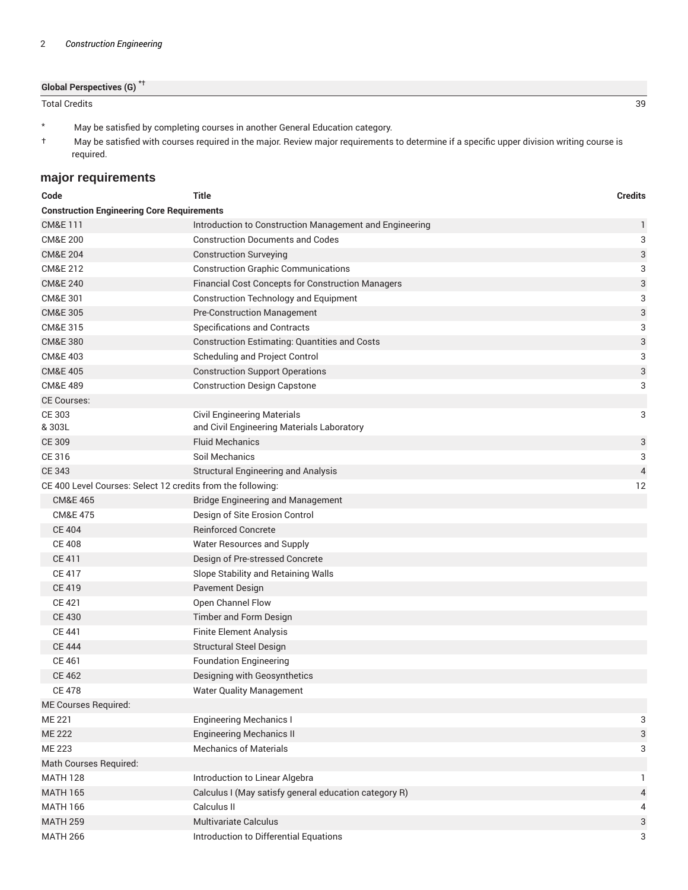| | |
|---|---|
| Global Perspectives (G) *† | |
| Total Credits | 39 |

\* May be satisfied by completing courses in another General Education category.

† May be satisfied with courses required in the major. Review major requirements to determine if a specific upper division writing course is required.

## major requirements

| Code | Title | Credits |
|---|---|---|
| **Construction Engineering Core Requirements** | | |
| CM&E 111 | Introduction to Construction Management and Engineering | 1 |
| CM&E 200 | Construction Documents and Codes | 3 |
| CM&E 204 | Construction Surveying | 3 |
| CM&E 212 | Construction Graphic Communications | 3 |
| CM&E 240 | Financial Cost Concepts for Construction Managers | 3 |
| CM&E 301 | Construction Technology and Equipment | 3 |
| CM&E 305 | Pre-Construction Management | 3 |
| CM&E 315 | Specifications and Contracts | 3 |
| CM&E 380 | Construction Estimating: Quantities and Costs | 3 |
| CM&E 403 | Scheduling and Project Control | 3 |
| CM&E 405 | Construction Support Operations | 3 |
| CM&E 489 | Construction Design Capstone | 3 |
| CE Courses: | | |
| CE 303<br>& 303L | Civil Engineering Materials<br>and Civil Engineering Materials Laboratory | 3 |
| CE 309 | Fluid Mechanics | 3 |
| CE 316 | Soil Mechanics | 3 |
| CE 343 | Structural Engineering and Analysis | 4 |
| CE 400 Level Courses: Select 12 credits from the following: | | 12 |
| CM&E 465 | Bridge Engineering and Management | |
| CM&E 475 | Design of Site Erosion Control | |
| CE 404 | Reinforced Concrete | |
| CE 408 | Water Resources and Supply | |
| CE 411 | Design of Pre-stressed Concrete | |
| CE 417 | Slope Stability and Retaining Walls | |
| CE 419 | Pavement Design | |
| CE 421 | Open Channel Flow | |
| CE 430 | Timber and Form Design | |
| CE 441 | Finite Element Analysis | |
| CE 444 | Structural Steel Design | |
| CE 461 | Foundation Engineering | |
| CE 462 | Designing with Geosynthetics | |
| CE 478 | Water Quality Management | |
| ME Courses Required: | | |
| ME 221 | Engineering Mechanics I | 3 |
| ME 222 | Engineering Mechanics II | 3 |
| ME 223 | Mechanics of Materials | 3 |
| Math Courses Required: | | |
| MATH 128 | Introduction to Linear Algebra | 1 |
| MATH 165 | Calculus I (May satisfy general education category R) | 4 |
| MATH 166 | Calculus II | 4 |
| MATH 259 | Multivariate Calculus | 3 |
| MATH 266 | Introduction to Differential Equations | 3 |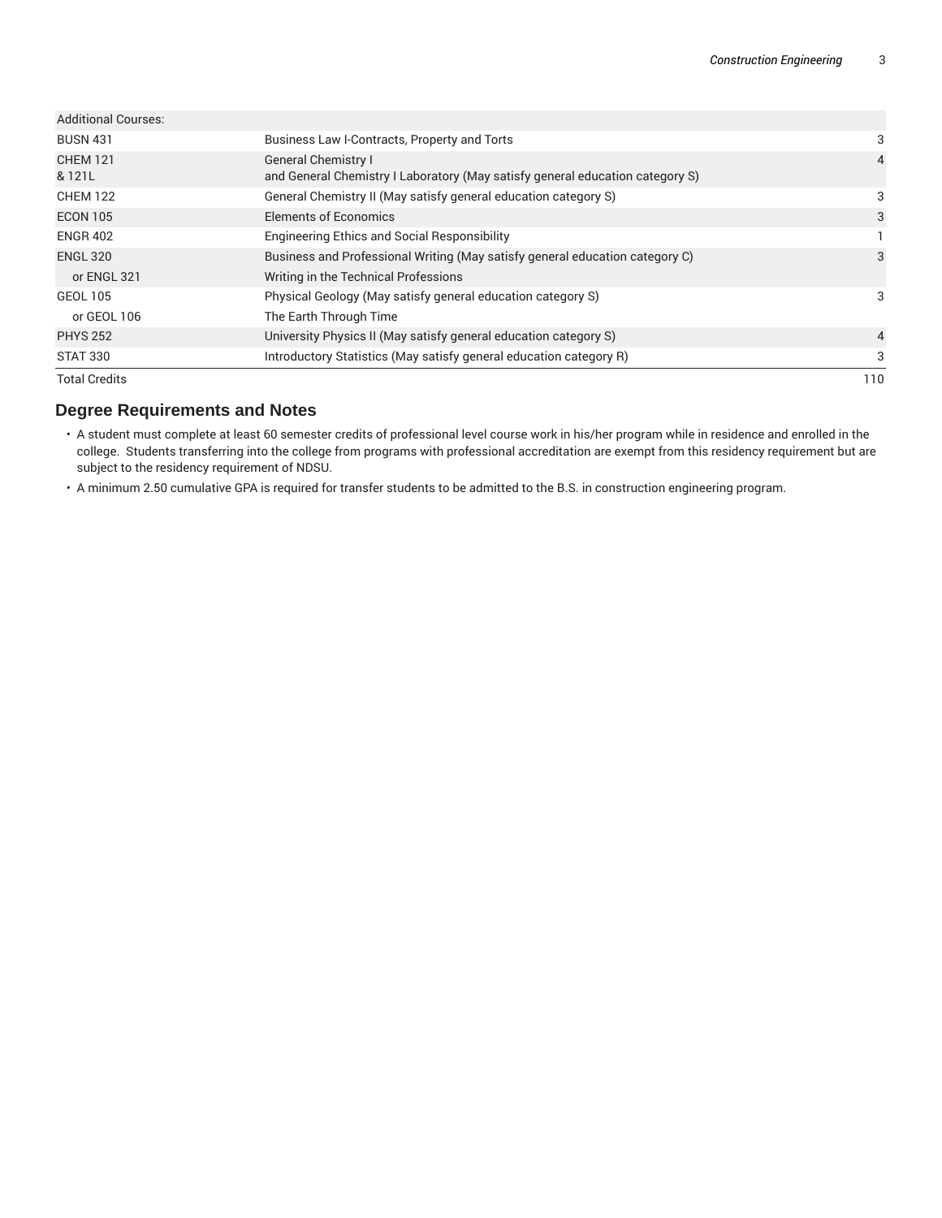| | | |
|---|---|---|
| Additional Courses: | | |
| BUSN 431 | Business Law I-Contracts, Property and Torts | 3 |
| CHEM 121<br>& 121L | General Chemistry I<br>and General Chemistry I Laboratory (May satisfy general education category S) | 4 |
| CHEM 122 | General Chemistry II (May satisfy general education category S) | 3 |
| ECON 105 | Elements of Economics | 3 |
| ENGR 402 | Engineering Ethics and Social Responsibility | 1 |
| ENGL 320 | Business and Professional Writing (May satisfy general education category C) | 3 |
| or ENGL 321 | Writing in the Technical Professions | |
| GEOL 105 | Physical Geology (May satisfy general education category S) | 3 |
| or GEOL 106 | The Earth Through Time | |
| PHYS 252 | University Physics II (May satisfy general education category S) | 4 |
| STAT 330 | Introductory Statistics (May satisfy general education category R) | 3 |
| Total Credits | | 110 |

## Degree Requirements and Notes

- A student must complete at least 60 semester credits of professional level course work in his/her program while in residence and enrolled in the college. Students transferring into the college from programs with professional accreditation are exempt from this residency requirement but are subject to the residency requirement of NDSU.
- A minimum 2.50 cumulative GPA is required for transfer students to be admitted to the B.S. in construction engineering program.